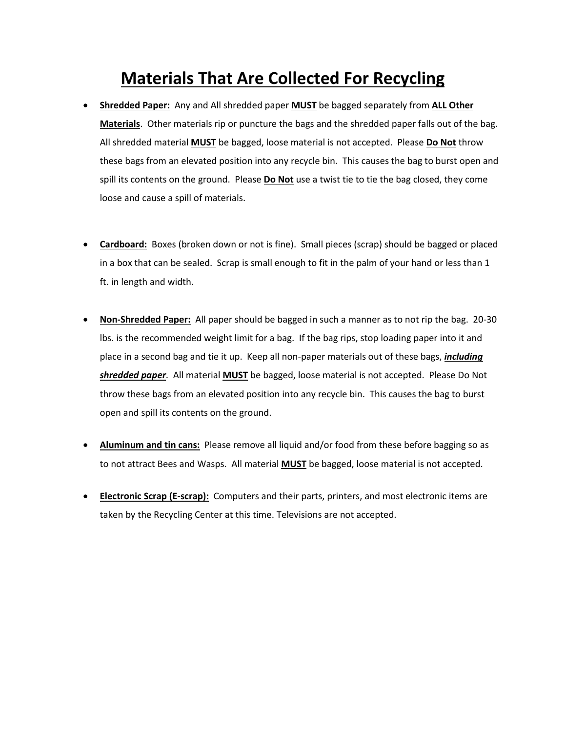# Materials That Are Collected For Recycling

- **Shredded Paper:** Any and All shredded paper **MUST** be bagged separately from **ALL Other Materials**. Other materials rip or puncture the bags and the shredded paper falls out of the bag. All shredded material **MUST** be bagged, loose material is not accepted. Please **Do Not** throw these bags from an elevated position into any recycle bin. This causes the bag to burst open and spill its contents on the ground. Please **Do Not** use a twist tie to tie the bag closed, they come loose and cause a spill of materials.

- **Cardboard:** Boxes (broken down or not is fine). Small pieces (scrap) should be bagged or placed in a box that can be sealed. Scrap is small enough to fit in the palm of your hand or less than 1 ft. in length and width.

- **Non-Shredded Paper:** All paper should be bagged in such a manner as to not rip the bag. 20-30 lbs. is the recommended weight limit for a bag. If the bag rips, stop loading paper into it and place in a second bag and tie it up. Keep all non-paper materials out of these bags, ***including shredded paper***. All material **MUST** be bagged, loose material is not accepted. Please Do Not throw these bags from an elevated position into any recycle bin. This causes the bag to burst open and spill its contents on the ground.

- **Aluminum and tin cans:** Please remove all liquid and/or food from these before bagging so as to not attract Bees and Wasps. All material **MUST** be bagged, loose material is not accepted.

- **Electronic Scrap (E-scrap):** Computers and their parts, printers, and most electronic items are taken by the Recycling Center at this time. Televisions are not accepted.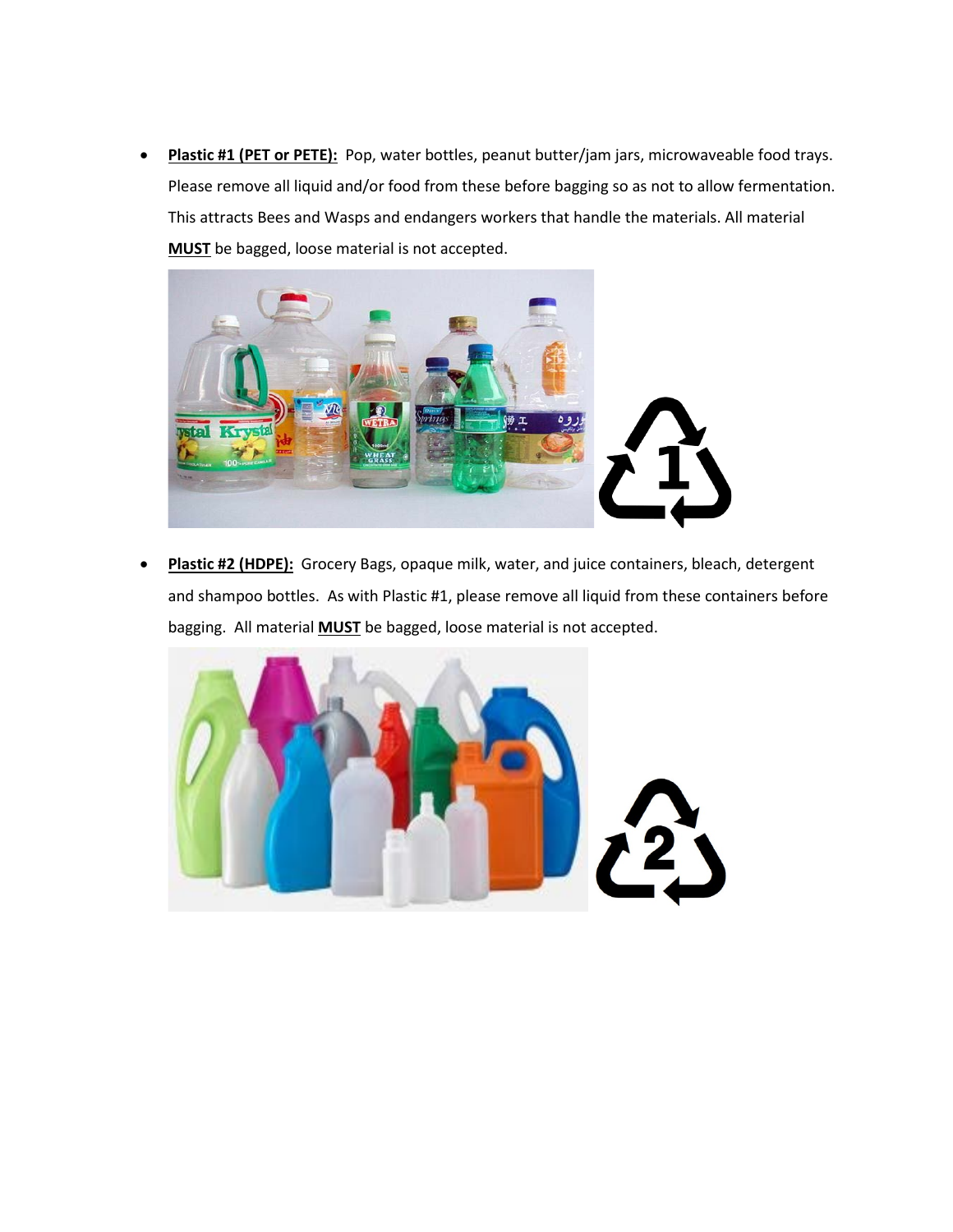- **Plastic #1 (PET or PETE):** Pop, water bottles, peanut butter/jam jars, microwaveable food trays. Please remove all liquid and/or food from these before bagging so as not to allow fermentation. This attracts Bees and Wasps and endangers workers that handle the materials. All material **MUST** be bagged, loose material is not accepted.

- **Plastic #2 (HDPE):** Grocery Bags, opaque milk, water, and juice containers, bleach, detergent and shampoo bottles. As with Plastic #1, please remove all liquid from these containers before bagging. All material **MUST** be bagged, loose material is not accepted.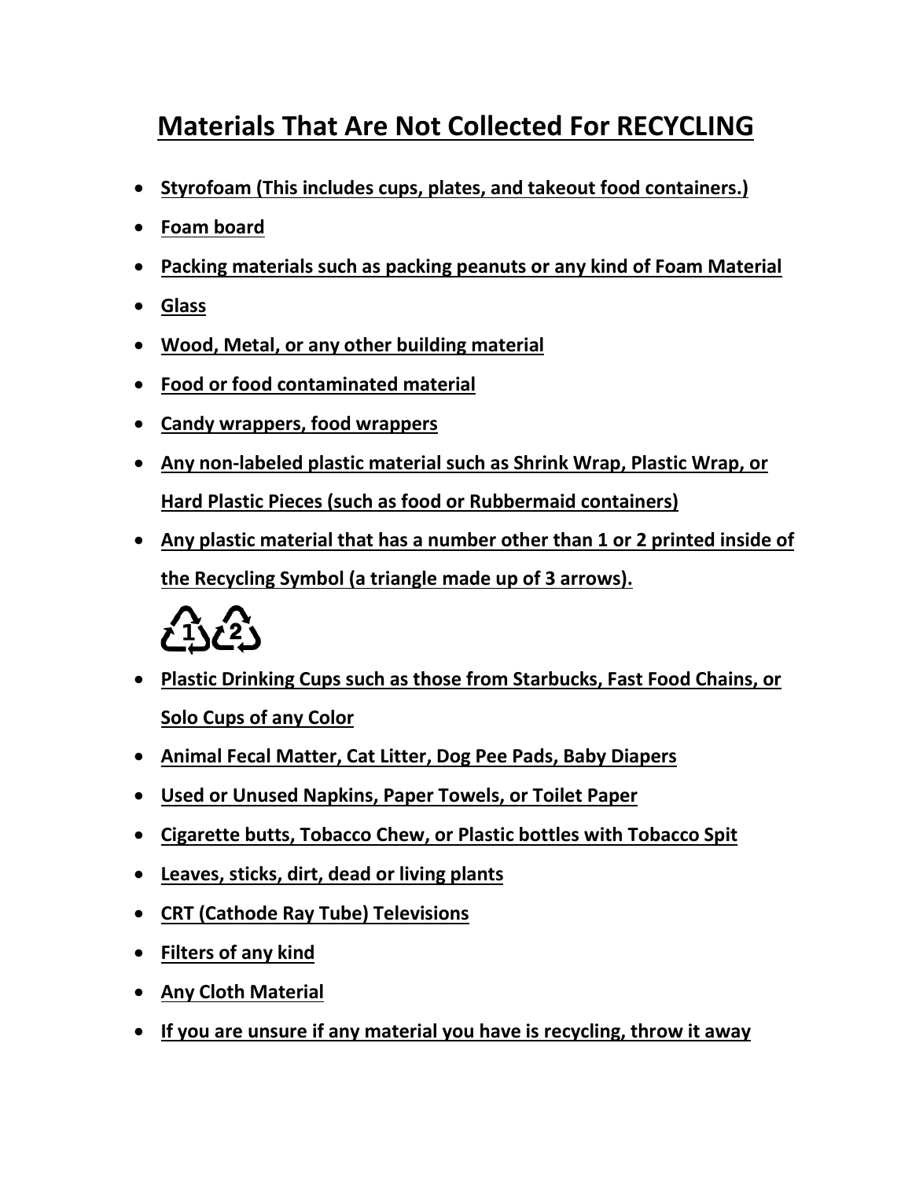# Materials That Are Not Collected For RECYCLING

- Styrofoam (This includes cups, plates, and takeout food containers.)
- Foam board
- Packing materials such as packing peanuts or any kind of Foam Material
- Glass
- Wood, Metal, or any other building material
- Food or food contaminated material
- Candy wrappers, food wrappers
- Any non-labeled plastic material such as Shrink Wrap, Plastic Wrap, or Hard Plastic Pieces (such as food or Rubbermaid containers)
- Any plastic material that has a number other than 1 or 2 printed inside of the Recycling Symbol (a triangle made up of 3 arrows).

1 2

- Plastic Drinking Cups such as those from Starbucks, Fast Food Chains, or Solo Cups of any Color
- Animal Fecal Matter, Cat Litter, Dog Pee Pads, Baby Diapers
- Used or Unused Napkins, Paper Towels, or Toilet Paper
- Cigarette butts, Tobacco Chew, or Plastic bottles with Tobacco Spit
- Leaves, sticks, dirt, dead or living plants
- CRT (Cathode Ray Tube) Televisions
- Filters of any kind
- Any Cloth Material
- If you are unsure if any material you have is recycling, throw it away